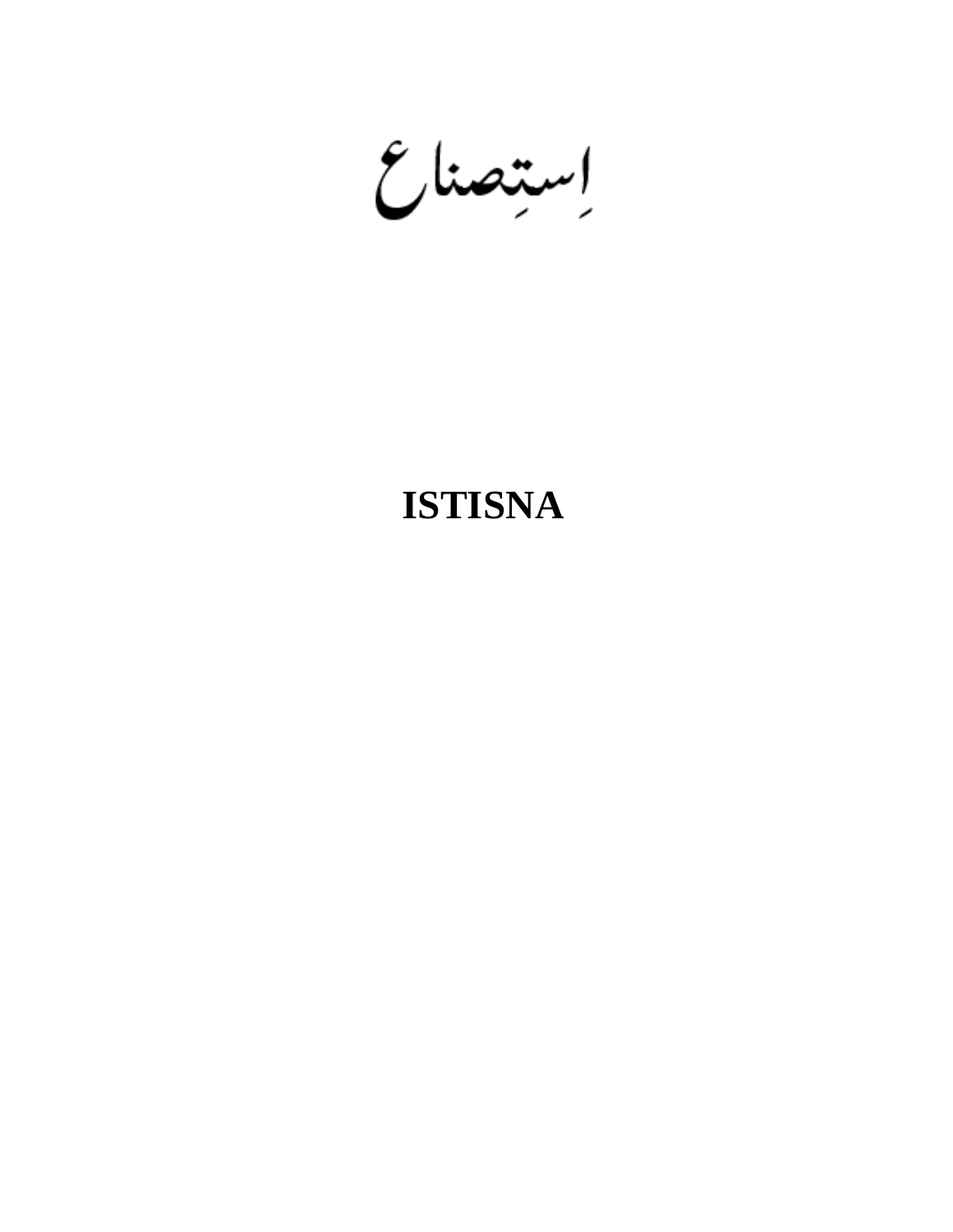# اِستِصناع

# ISTISNA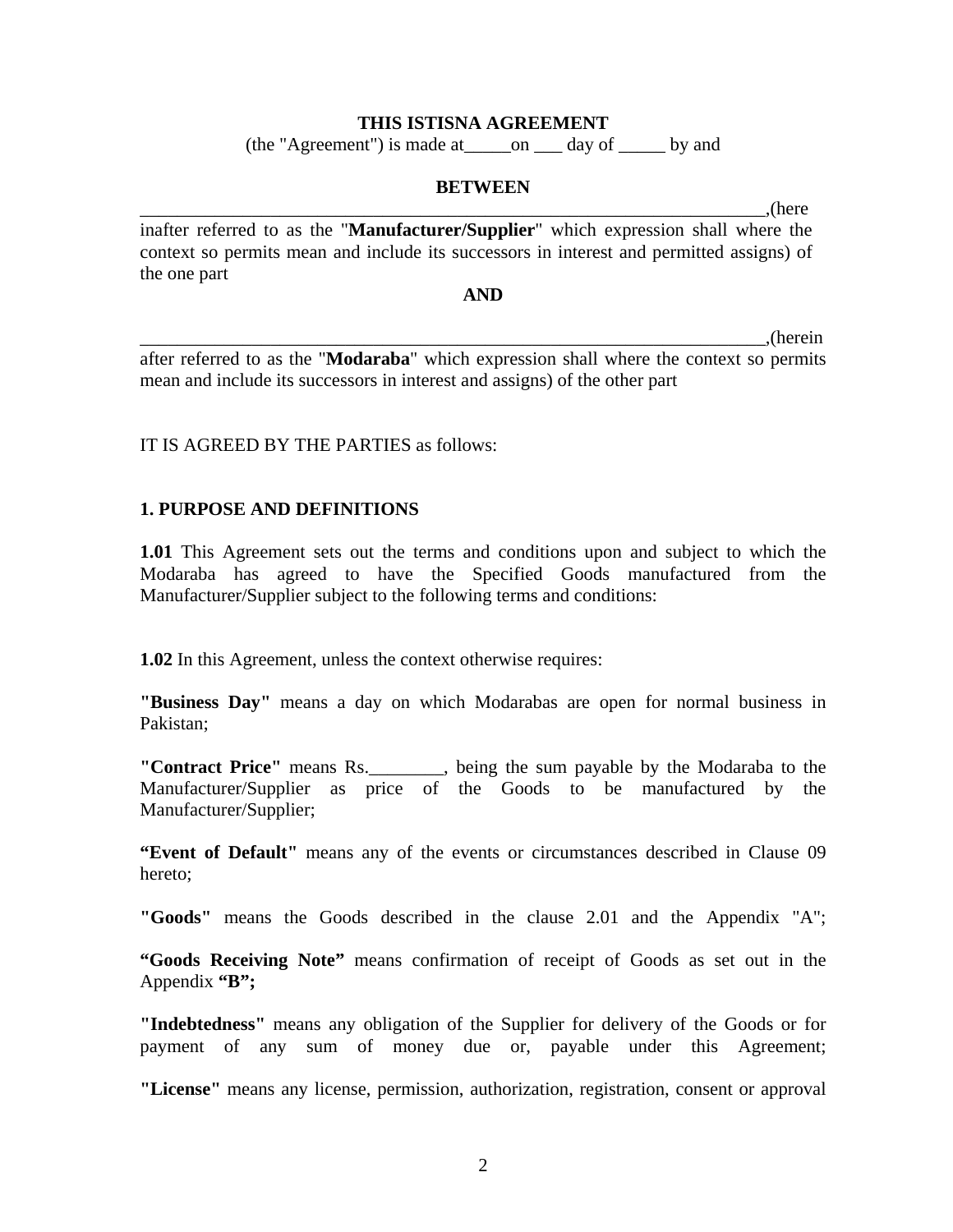**THIS ISTISNA AGREEMENT**

(the "Agreement") is made at_____on ___ day of _____ by and

**BETWEEN**

_________________________________________________________________,(here inafter referred to as the "**Manufacturer/Supplier**" which expression shall where the context so permits mean and include its successors in interest and permitted assigns) of the one part

**AND**

__________________________________________________________________,(herein after referred to as the "**Modaraba**" which expression shall where the context so permits mean and include its successors in interest and assigns) of the other part

IT IS AGREED BY THE PARTIES as follows:

**1. PURPOSE AND DEFINITIONS**

**1.01** This Agreement sets out the terms and conditions upon and subject to which the Modaraba has agreed to have the Specified Goods manufactured from the Manufacturer/Supplier subject to the following terms and conditions:

**1.02** In this Agreement, unless the context otherwise requires:

**"Business Day"** means a day on which Modarabas are open for normal business in Pakistan;

**"Contract Price"** means Rs.________, being the sum payable by the Modaraba to the Manufacturer/Supplier as price of the Goods to be manufactured by the Manufacturer/Supplier;

**"Event of Default"** means any of the events or circumstances described in Clause 09 hereto;

**"Goods"** means the Goods described in the clause 2.01 and the Appendix "A";

**"Goods Receiving Note"** means confirmation of receipt of Goods as set out in the Appendix **"B";**

**"Indebtedness"** means any obligation of the Supplier for delivery of the Goods or for payment of any sum of money due or, payable under this Agreement;

**"License"** means any license, permission, authorization, registration, consent or approval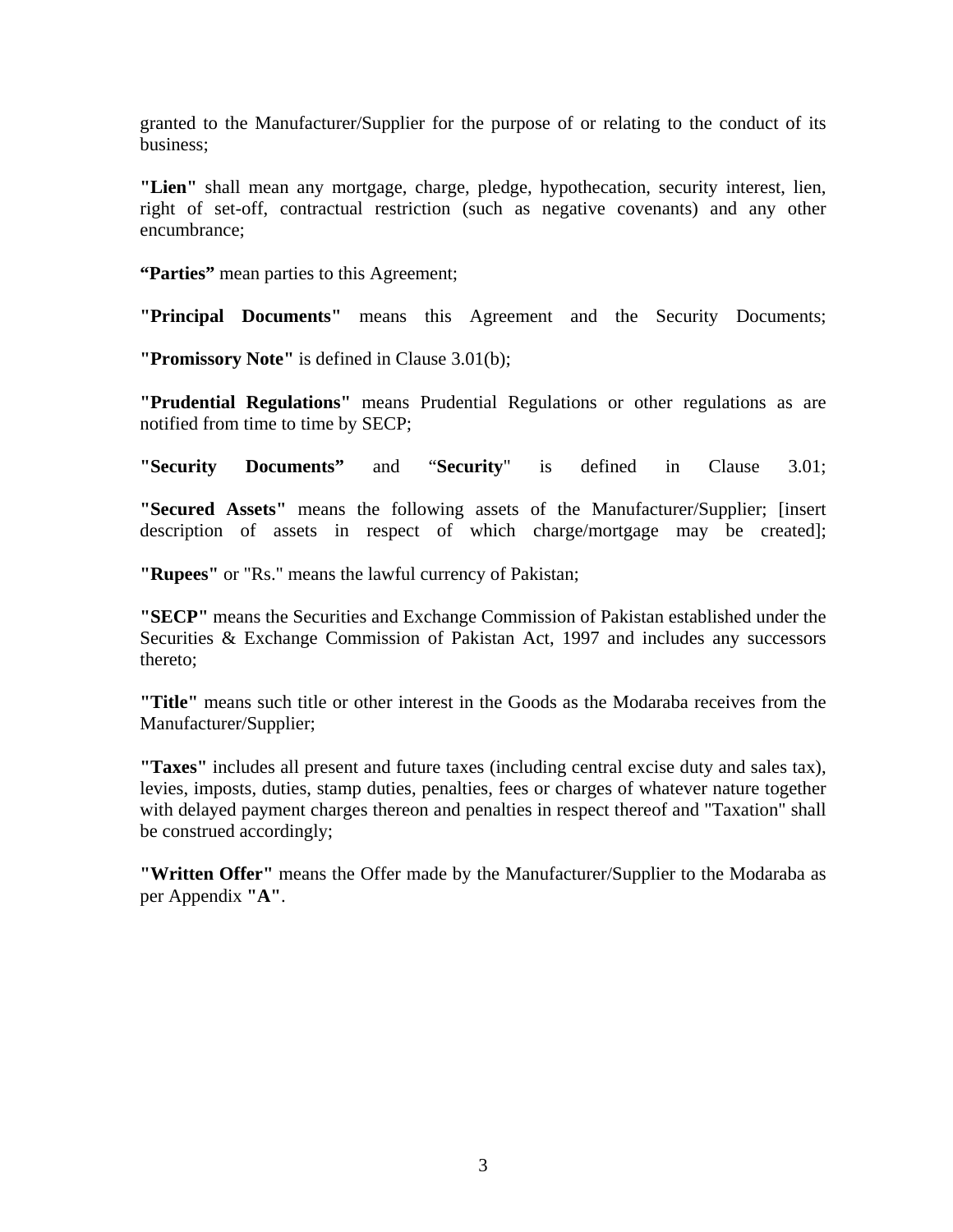granted to the Manufacturer/Supplier for the purpose of or relating to the conduct of its business;

**"Lien"** shall mean any mortgage, charge, pledge, hypothecation, security interest, lien, right of set-off, contractual restriction (such as negative covenants) and any other encumbrance;

**"Parties"** mean parties to this Agreement;

**"Principal Documents"** means this Agreement and the Security Documents;

**"Promissory Note"** is defined in Clause 3.01(b);

**"Prudential Regulations"** means Prudential Regulations or other regulations as are notified from time to time by SECP;

**"Security Documents"** and "**Security**" is defined in Clause 3.01;

**"Secured Assets"** means the following assets of the Manufacturer/Supplier; [insert description of assets in respect of which charge/mortgage may be created];

**"Rupees"** or "Rs." means the lawful currency of Pakistan;

**"SECP"** means the Securities and Exchange Commission of Pakistan established under the Securities & Exchange Commission of Pakistan Act, 1997 and includes any successors thereto;

**"Title"** means such title or other interest in the Goods as the Modaraba receives from the Manufacturer/Supplier;

**"Taxes"** includes all present and future taxes (including central excise duty and sales tax), levies, imposts, duties, stamp duties, penalties, fees or charges of whatever nature together with delayed payment charges thereon and penalties in respect thereof and "Taxation" shall be construed accordingly;

**"Written Offer"** means the Offer made by the Manufacturer/Supplier to the Modaraba as per Appendix **"A"**.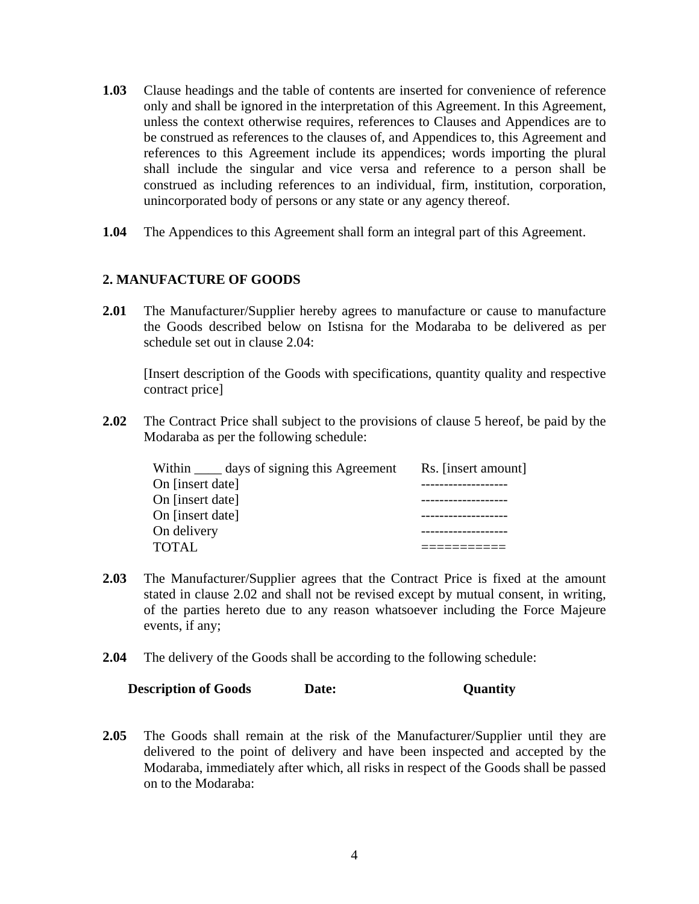**1.03** Clause headings and the table of contents are inserted for convenience of reference only and shall be ignored in the interpretation of this Agreement. In this Agreement, unless the context otherwise requires, references to Clauses and Appendices are to be construed as references to the clauses of, and Appendices to, this Agreement and references to this Agreement include its appendices; words importing the plural shall include the singular and vice versa and reference to a person shall be construed as including references to an individual, firm, institution, corporation, unincorporated body of persons or any state or any agency thereof.

**1.04** The Appendices to this Agreement shall form an integral part of this Agreement.

## 2. MANUFACTURE OF GOODS

**2.01** The Manufacturer/Supplier hereby agrees to manufacture or cause to manufacture the Goods described below on Istisna for the Modaraba to be delivered as per schedule set out in clause 2.04:

[Insert description of the Goods with specifications, quantity quality and respective contract price]

**2.02** The Contract Price shall subject to the provisions of clause 5 hereof, be paid by the Modaraba as per the following schedule:

| | |
|---|---|
| Within ____ days of signing this Agreement | Rs. [insert amount] |
| On [insert date] | ------------------- |
| On [insert date] | ------------------- |
| On [insert date] | ------------------- |
| On delivery | ------------------- |
| TOTAL | =========== |

**2.03** The Manufacturer/Supplier agrees that the Contract Price is fixed at the amount stated in clause 2.02 and shall not be revised except by mutual consent, in writing, of the parties hereto due to any reason whatsoever including the Force Majeure events, if any;

**2.04** The delivery of the Goods shall be according to the following schedule:

| **Description of Goods** | **Date:** | **Quantity** |
|---|---|---|

**2.05** The Goods shall remain at the risk of the Manufacturer/Supplier until they are delivered to the point of delivery and have been inspected and accepted by the Modaraba, immediately after which, all risks in respect of the Goods shall be passed on to the Modaraba: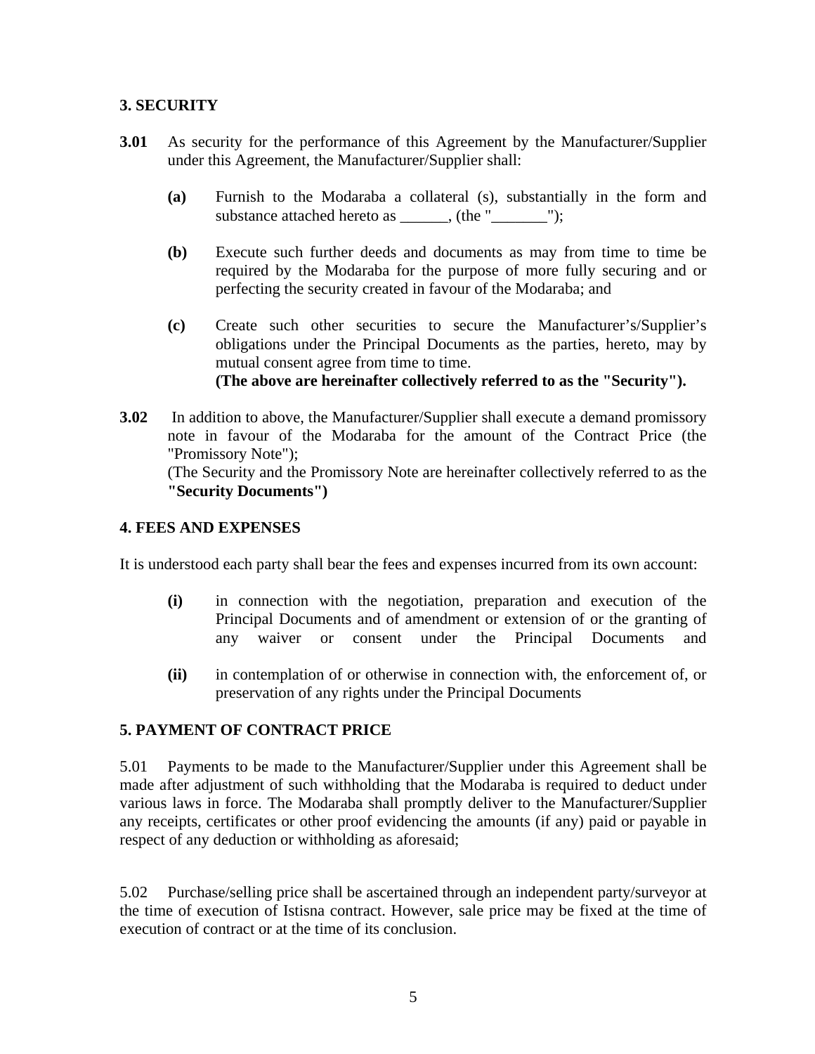## 3. SECURITY

**3.01** As security for the performance of this Agreement by the Manufacturer/Supplier under this Agreement, the Manufacturer/Supplier shall:

- **(a)** Furnish to the Modaraba a collateral (s), substantially in the form and substance attached hereto as ______, (the "_______");

- **(b)** Execute such further deeds and documents as may from time to time be required by the Modaraba for the purpose of more fully securing and or perfecting the security created in favour of the Modaraba; and

- **(c)** Create such other securities to secure the Manufacturer's/Supplier's obligations under the Principal Documents as the parties, hereto, may by mutual consent agree from time to time.
  **(The above are hereinafter collectively referred to as the "Security").**

**3.02** In addition to above, the Manufacturer/Supplier shall execute a demand promissory note in favour of the Modaraba for the amount of the Contract Price (the "Promissory Note");
(The Security and the Promissory Note are hereinafter collectively referred to as the **"Security Documents")**

## 4. FEES AND EXPENSES

It is understood each party shall bear the fees and expenses incurred from its own account:

- **(i)** in connection with the negotiation, preparation and execution of the Principal Documents and of amendment or extension of or the granting of any waiver or consent under the Principal Documents and

- **(ii)** in contemplation of or otherwise in connection with, the enforcement of, or preservation of any rights under the Principal Documents

## 5. PAYMENT OF CONTRACT PRICE

5.01 Payments to be made to the Manufacturer/Supplier under this Agreement shall be made after adjustment of such withholding that the Modaraba is required to deduct under various laws in force. The Modaraba shall promptly deliver to the Manufacturer/Supplier any receipts, certificates or other proof evidencing the amounts (if any) paid or payable in respect of any deduction or withholding as aforesaid;

5.02 Purchase/selling price shall be ascertained through an independent party/surveyor at the time of execution of Istisna contract. However, sale price may be fixed at the time of execution of contract or at the time of its conclusion.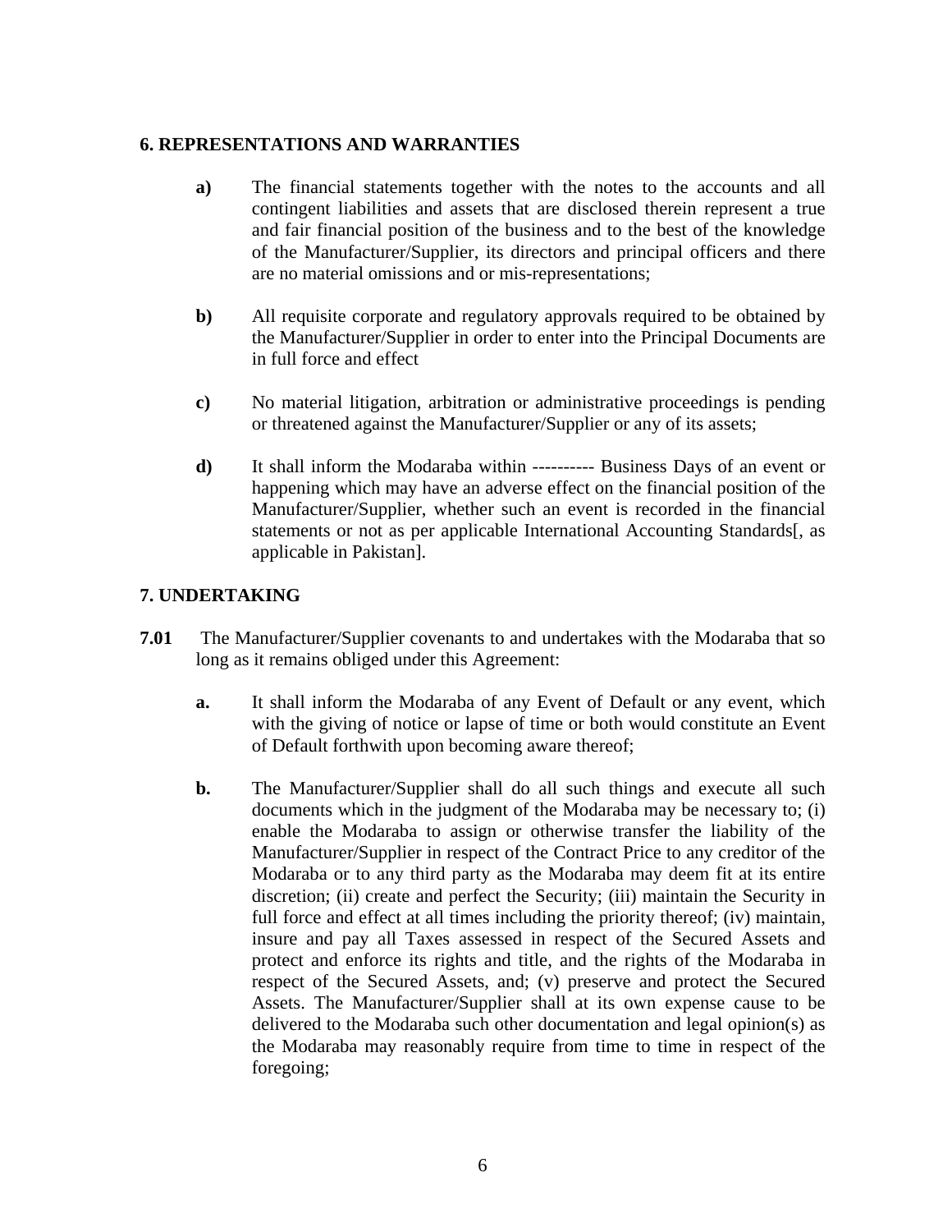## 6. REPRESENTATIONS AND WARRANTIES

**a)** The financial statements together with the notes to the accounts and all contingent liabilities and assets that are disclosed therein represent a true and fair financial position of the business and to the best of the knowledge of the Manufacturer/Supplier, its directors and principal officers and there are no material omissions and or mis-representations;

**b)** All requisite corporate and regulatory approvals required to be obtained by the Manufacturer/Supplier in order to enter into the Principal Documents are in full force and effect

**c)** No material litigation, arbitration or administrative proceedings is pending or threatened against the Manufacturer/Supplier or any of its assets;

**d)** It shall inform the Modaraba within ---------- Business Days of an event or happening which may have an adverse effect on the financial position of the Manufacturer/Supplier, whether such an event is recorded in the financial statements or not as per applicable International Accounting Standards[, as applicable in Pakistan].

## 7. UNDERTAKING

**7.01** The Manufacturer/Supplier covenants to and undertakes with the Modaraba that so long as it remains obliged under this Agreement:

**a.** It shall inform the Modaraba of any Event of Default or any event, which with the giving of notice or lapse of time or both would constitute an Event of Default forthwith upon becoming aware thereof;

**b.** The Manufacturer/Supplier shall do all such things and execute all such documents which in the judgment of the Modaraba may be necessary to; (i) enable the Modaraba to assign or otherwise transfer the liability of the Manufacturer/Supplier in respect of the Contract Price to any creditor of the Modaraba or to any third party as the Modaraba may deem fit at its entire discretion; (ii) create and perfect the Security; (iii) maintain the Security in full force and effect at all times including the priority thereof; (iv) maintain, insure and pay all Taxes assessed in respect of the Secured Assets and protect and enforce its rights and title, and the rights of the Modaraba in respect of the Secured Assets, and; (v) preserve and protect the Secured Assets. The Manufacturer/Supplier shall at its own expense cause to be delivered to the Modaraba such other documentation and legal opinion(s) as the Modaraba may reasonably require from time to time in respect of the foregoing;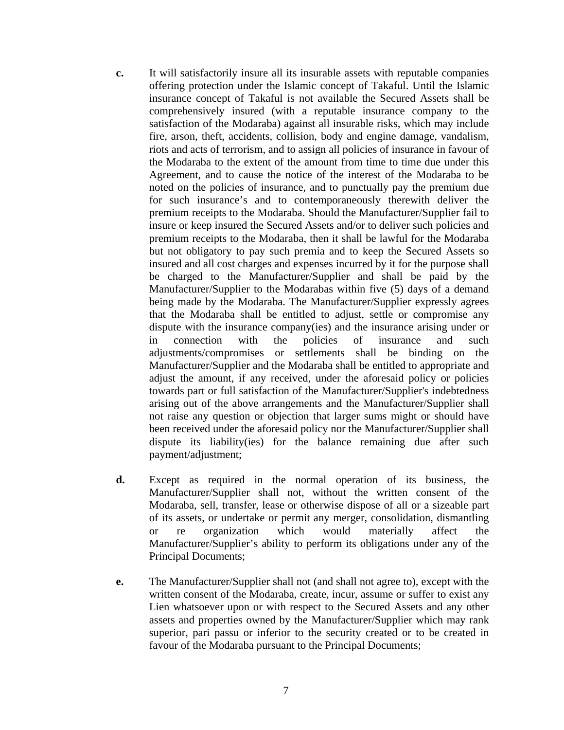**c.** It will satisfactorily insure all its insurable assets with reputable companies offering protection under the Islamic concept of Takaful. Until the Islamic insurance concept of Takaful is not available the Secured Assets shall be comprehensively insured (with a reputable insurance company to the satisfaction of the Modaraba) against all insurable risks, which may include fire, arson, theft, accidents, collision, body and engine damage, vandalism, riots and acts of terrorism, and to assign all policies of insurance in favour of the Modaraba to the extent of the amount from time to time due under this Agreement, and to cause the notice of the interest of the Modaraba to be noted on the policies of insurance, and to punctually pay the premium due for such insurance's and to contemporaneously therewith deliver the premium receipts to the Modaraba. Should the Manufacturer/Supplier fail to insure or keep insured the Secured Assets and/or to deliver such policies and premium receipts to the Modaraba, then it shall be lawful for the Modaraba but not obligatory to pay such premia and to keep the Secured Assets so insured and all cost charges and expenses incurred by it for the purpose shall be charged to the Manufacturer/Supplier and shall be paid by the Manufacturer/Supplier to the Modarabas within five (5) days of a demand being made by the Modaraba. The Manufacturer/Supplier expressly agrees that the Modaraba shall be entitled to adjust, settle or compromise any dispute with the insurance company(ies) and the insurance arising under or in connection with the policies of insurance and such adjustments/compromises or settlements shall be binding on the Manufacturer/Supplier and the Modaraba shall be entitled to appropriate and adjust the amount, if any received, under the aforesaid policy or policies towards part or full satisfaction of the Manufacturer/Supplier's indebtedness arising out of the above arrangements and the Manufacturer/Supplier shall not raise any question or objection that larger sums might or should have been received under the aforesaid policy nor the Manufacturer/Supplier shall dispute its liability(ies) for the balance remaining due after such payment/adjustment;

**d.** Except as required in the normal operation of its business, the Manufacturer/Supplier shall not, without the written consent of the Modaraba, sell, transfer, lease or otherwise dispose of all or a sizeable part of its assets, or undertake or permit any merger, consolidation, dismantling or re organization which would materially affect the Manufacturer/Supplier's ability to perform its obligations under any of the Principal Documents;

**e.** The Manufacturer/Supplier shall not (and shall not agree to), except with the written consent of the Modaraba, create, incur, assume or suffer to exist any Lien whatsoever upon or with respect to the Secured Assets and any other assets and properties owned by the Manufacturer/Supplier which may rank superior, pari passu or inferior to the security created or to be created in favour of the Modaraba pursuant to the Principal Documents;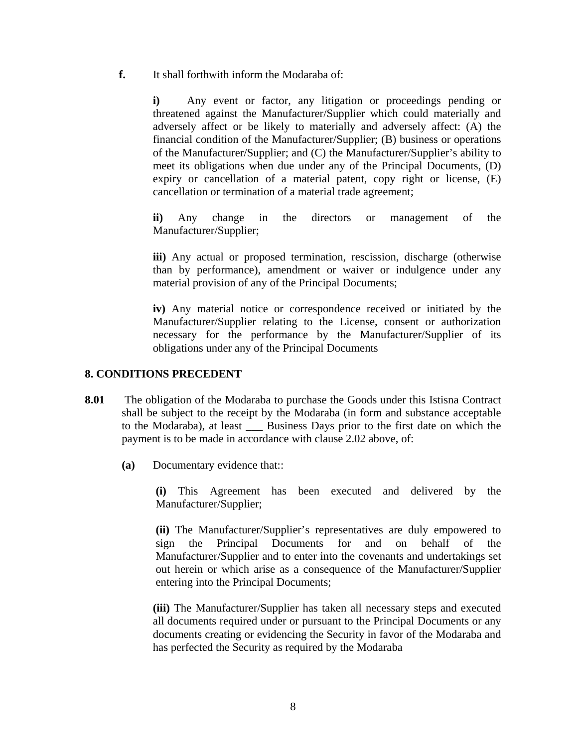**f.** It shall forthwith inform the Modaraba of:

**i)** Any event or factor, any litigation or proceedings pending or threatened against the Manufacturer/Supplier which could materially and adversely affect or be likely to materially and adversely affect: (A) the financial condition of the Manufacturer/Supplier; (B) business or operations of the Manufacturer/Supplier; and (C) the Manufacturer/Supplier's ability to meet its obligations when due under any of the Principal Documents, (D) expiry or cancellation of a material patent, copy right or license, (E) cancellation or termination of a material trade agreement;

**ii)** Any change in the directors or management of the Manufacturer/Supplier;

**iii)** Any actual or proposed termination, rescission, discharge (otherwise than by performance), amendment or waiver or indulgence under any material provision of any of the Principal Documents;

**iv)** Any material notice or correspondence received or initiated by the Manufacturer/Supplier relating to the License, consent or authorization necessary for the performance by the Manufacturer/Supplier of its obligations under any of the Principal Documents

## 8. CONDITIONS PRECEDENT

**8.01** The obligation of the Modaraba to purchase the Goods under this Istisna Contract shall be subject to the receipt by the Modaraba (in form and substance acceptable to the Modaraba), at least ___ Business Days prior to the first date on which the payment is to be made in accordance with clause 2.02 above, of:

**(a)** Documentary evidence that::

**(i)** This Agreement has been executed and delivered by the Manufacturer/Supplier;

**(ii)** The Manufacturer/Supplier's representatives are duly empowered to sign the Principal Documents for and on behalf of the Manufacturer/Supplier and to enter into the covenants and undertakings set out herein or which arise as a consequence of the Manufacturer/Supplier entering into the Principal Documents;

**(iii)** The Manufacturer/Supplier has taken all necessary steps and executed all documents required under or pursuant to the Principal Documents or any documents creating or evidencing the Security in favor of the Modaraba and has perfected the Security as required by the Modaraba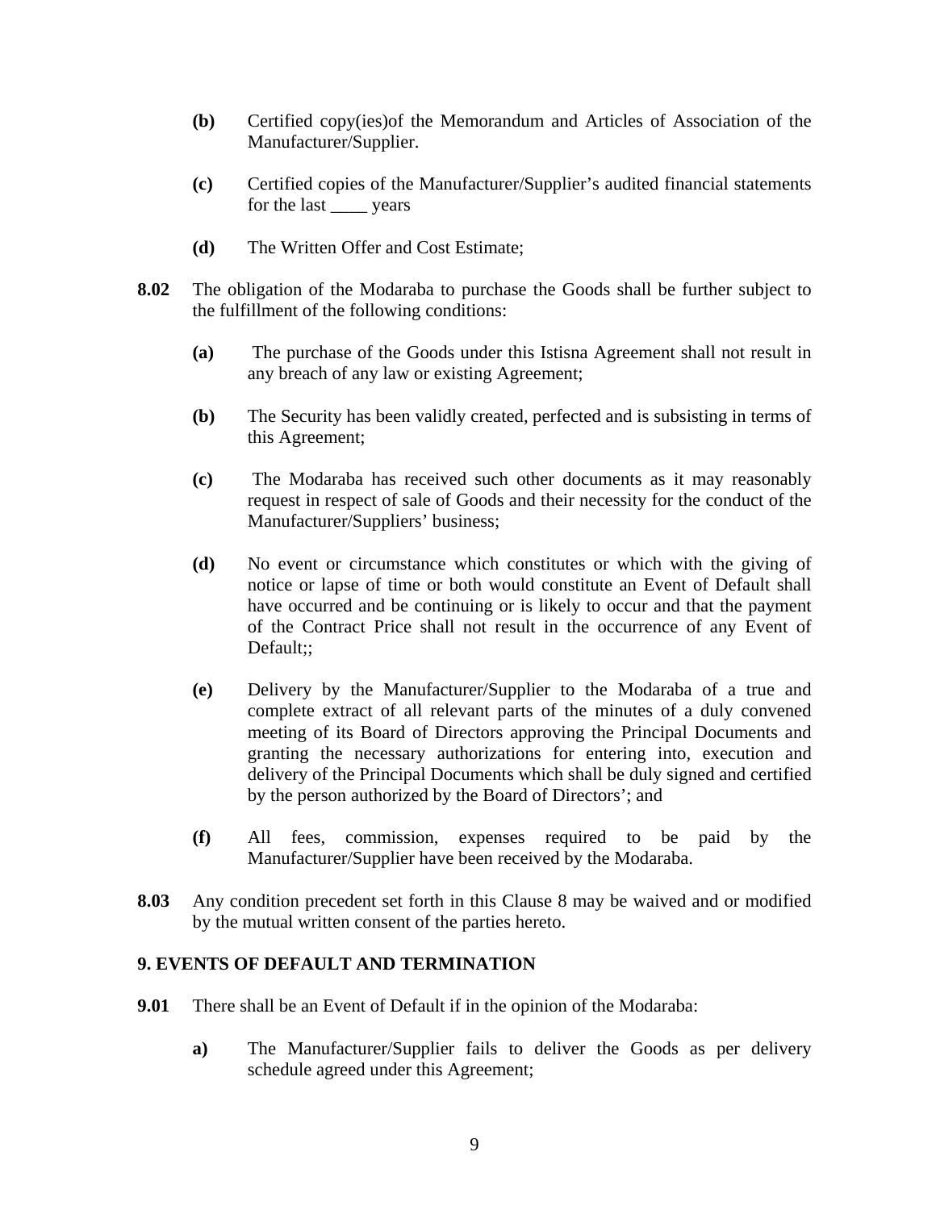**(b)** Certified copy(ies)of the Memorandum and Articles of Association of the Manufacturer/Supplier.

**(c)** Certified copies of the Manufacturer/Supplier's audited financial statements for the last ____ years

**(d)** The Written Offer and Cost Estimate;

**8.02** The obligation of the Modaraba to purchase the Goods shall be further subject to the fulfillment of the following conditions:

**(a)** The purchase of the Goods under this Istisna Agreement shall not result in any breach of any law or existing Agreement;

**(b)** The Security has been validly created, perfected and is subsisting in terms of this Agreement;

**(c)** The Modaraba has received such other documents as it may reasonably request in respect of sale of Goods and their necessity for the conduct of the Manufacturer/Suppliers' business;

**(d)** No event or circumstance which constitutes or which with the giving of notice or lapse of time or both would constitute an Event of Default shall have occurred and be continuing or is likely to occur and that the payment of the Contract Price shall not result in the occurrence of any Event of Default;;

**(e)** Delivery by the Manufacturer/Supplier to the Modaraba of a true and complete extract of all relevant parts of the minutes of a duly convened meeting of its Board of Directors approving the Principal Documents and granting the necessary authorizations for entering into, execution and delivery of the Principal Documents which shall be duly signed and certified by the person authorized by the Board of Directors'; and

**(f)** All fees, commission, expenses required to be paid by the Manufacturer/Supplier have been received by the Modaraba.

**8.03** Any condition precedent set forth in this Clause 8 may be waived and or modified by the mutual written consent of the parties hereto.

## 9. EVENTS OF DEFAULT AND TERMINATION

**9.01** There shall be an Event of Default if in the opinion of the Modaraba:

**a)** The Manufacturer/Supplier fails to deliver the Goods as per delivery schedule agreed under this Agreement;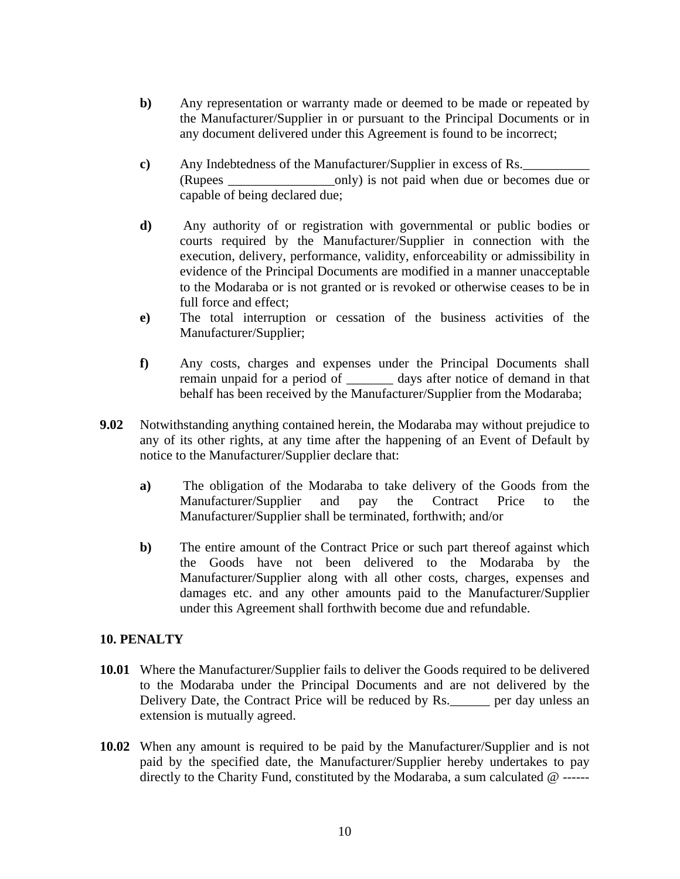**b)** Any representation or warranty made or deemed to be made or repeated by the Manufacturer/Supplier in or pursuant to the Principal Documents or in any document delivered under this Agreement is found to be incorrect;

**c)** Any Indebtedness of the Manufacturer/Supplier in excess of Rs.__________ (Rupees ________________only) is not paid when due or becomes due or capable of being declared due;

**d)** Any authority of or registration with governmental or public bodies or courts required by the Manufacturer/Supplier in connection with the execution, delivery, performance, validity, enforceability or admissibility in evidence of the Principal Documents are modified in a manner unacceptable to the Modaraba or is not granted or is revoked or otherwise ceases to be in full force and effect;

**e)** The total interruption or cessation of the business activities of the Manufacturer/Supplier;

**f)** Any costs, charges and expenses under the Principal Documents shall remain unpaid for a period of _______ days after notice of demand in that behalf has been received by the Manufacturer/Supplier from the Modaraba;

**9.02** Notwithstanding anything contained herein, the Modaraba may without prejudice to any of its other rights, at any time after the happening of an Event of Default by notice to the Manufacturer/Supplier declare that:

**a)** The obligation of the Modaraba to take delivery of the Goods from the Manufacturer/Supplier and pay the Contract Price to the Manufacturer/Supplier shall be terminated, forthwith; and/or

**b)** The entire amount of the Contract Price or such part thereof against which the Goods have not been delivered to the Modaraba by the Manufacturer/Supplier along with all other costs, charges, expenses and damages etc. and any other amounts paid to the Manufacturer/Supplier under this Agreement shall forthwith become due and refundable.

## 10. PENALTY

**10.01** Where the Manufacturer/Supplier fails to deliver the Goods required to be delivered to the Modaraba under the Principal Documents and are not delivered by the Delivery Date, the Contract Price will be reduced by Rs.______ per day unless an extension is mutually agreed.

**10.02** When any amount is required to be paid by the Manufacturer/Supplier and is not paid by the specified date, the Manufacturer/Supplier hereby undertakes to pay directly to the Charity Fund, constituted by the Modaraba, a sum calculated @ ------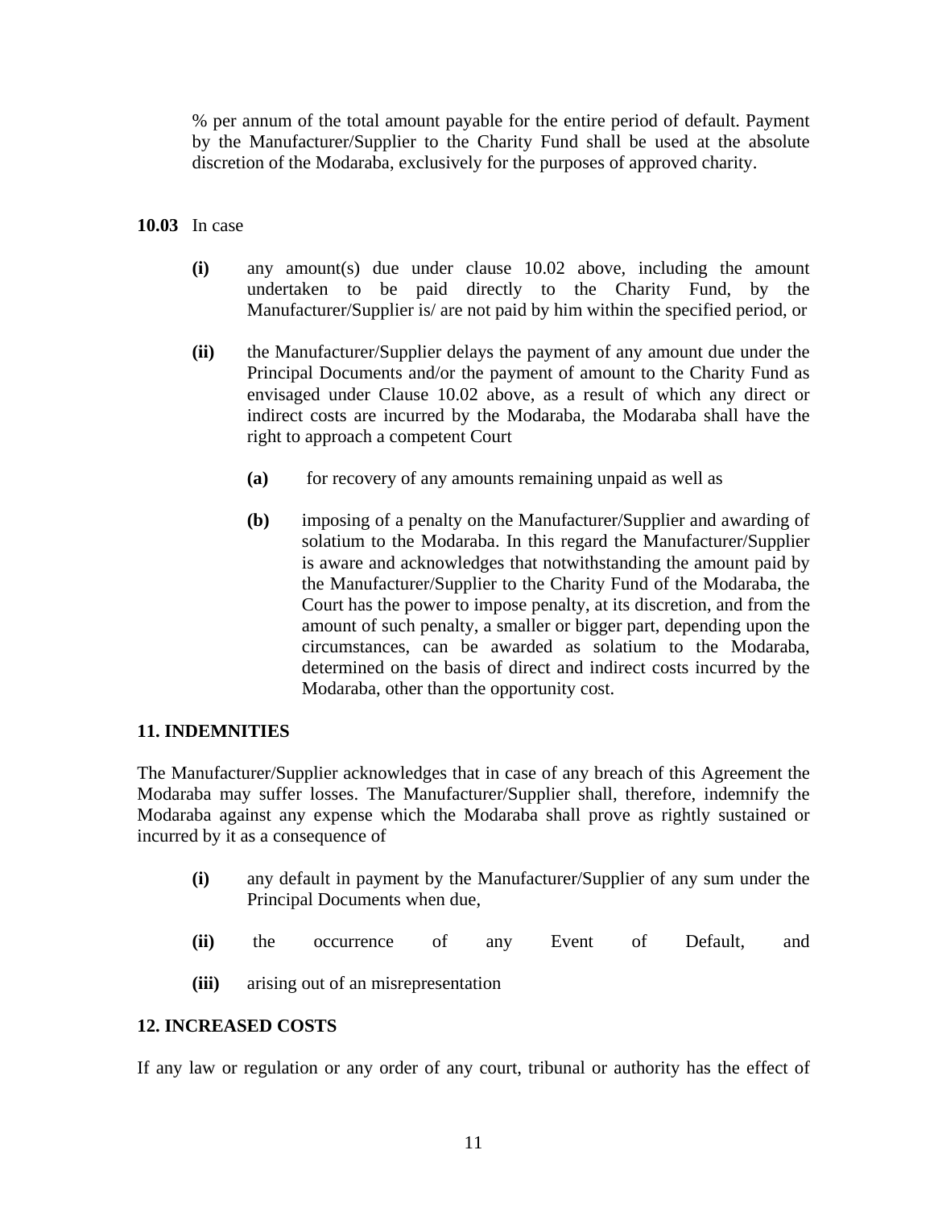% per annum of the total amount payable for the entire period of default. Payment by the Manufacturer/Supplier to the Charity Fund shall be used at the absolute discretion of the Modaraba, exclusively for the purposes of approved charity.

**10.03** In case

**(i)** any amount(s) due under clause 10.02 above, including the amount undertaken to be paid directly to the Charity Fund, by the Manufacturer/Supplier is/ are not paid by him within the specified period, or

**(ii)** the Manufacturer/Supplier delays the payment of any amount due under the Principal Documents and/or the payment of amount to the Charity Fund as envisaged under Clause 10.02 above, as a result of which any direct or indirect costs are incurred by the Modaraba, the Modaraba shall have the right to approach a competent Court

**(a)** for recovery of any amounts remaining unpaid as well as

**(b)** imposing of a penalty on the Manufacturer/Supplier and awarding of solatium to the Modaraba. In this regard the Manufacturer/Supplier is aware and acknowledges that notwithstanding the amount paid by the Manufacturer/Supplier to the Charity Fund of the Modaraba, the Court has the power to impose penalty, at its discretion, and from the amount of such penalty, a smaller or bigger part, depending upon the circumstances, can be awarded as solatium to the Modaraba, determined on the basis of direct and indirect costs incurred by the Modaraba, other than the opportunity cost.

## 11. INDEMNITIES

The Manufacturer/Supplier acknowledges that in case of any breach of this Agreement the Modaraba may suffer losses. The Manufacturer/Supplier shall, therefore, indemnify the Modaraba against any expense which the Modaraba shall prove as rightly sustained or incurred by it as a consequence of

**(i)** any default in payment by the Manufacturer/Supplier of any sum under the Principal Documents when due,

**(ii)** the occurrence of any Event of Default, and

**(iii)** arising out of an misrepresentation

## 12. INCREASED COSTS

If any law or regulation or any order of any court, tribunal or authority has the effect of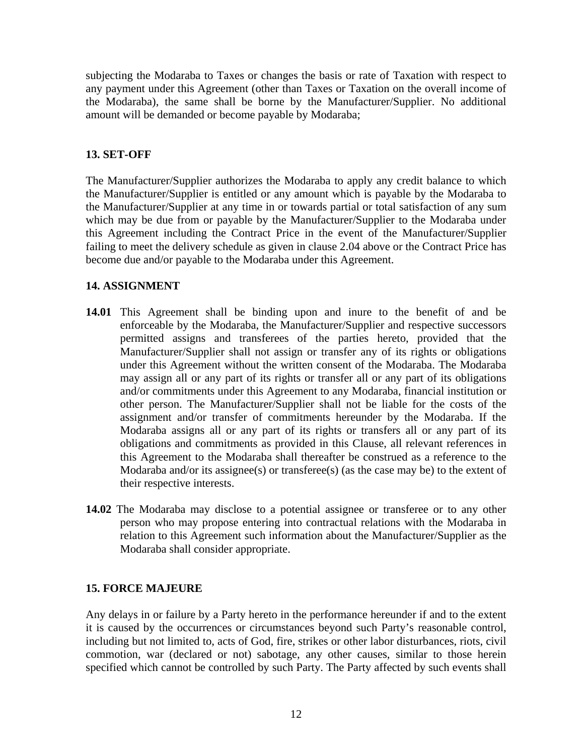subjecting the Modaraba to Taxes or changes the basis or rate of Taxation with respect to any payment under this Agreement (other than Taxes or Taxation on the overall income of the Modaraba), the same shall be borne by the Manufacturer/Supplier. No additional amount will be demanded or become payable by Modaraba;

### 13. SET-OFF

The Manufacturer/Supplier authorizes the Modaraba to apply any credit balance to which the Manufacturer/Supplier is entitled or any amount which is payable by the Modaraba to the Manufacturer/Supplier at any time in or towards partial or total satisfaction of any sum which may be due from or payable by the Manufacturer/Supplier to the Modaraba under this Agreement including the Contract Price in the event of the Manufacturer/Supplier failing to meet the delivery schedule as given in clause 2.04 above or the Contract Price has become due and/or payable to the Modaraba under this Agreement.

### 14. ASSIGNMENT

**14.01** This Agreement shall be binding upon and inure to the benefit of and be enforceable by the Modaraba, the Manufacturer/Supplier and respective successors permitted assigns and transferees of the parties hereto, provided that the Manufacturer/Supplier shall not assign or transfer any of its rights or obligations under this Agreement without the written consent of the Modaraba. The Modaraba may assign all or any part of its rights or transfer all or any part of its obligations and/or commitments under this Agreement to any Modaraba, financial institution or other person. The Manufacturer/Supplier shall not be liable for the costs of the assignment and/or transfer of commitments hereunder by the Modaraba. If the Modaraba assigns all or any part of its rights or transfers all or any part of its obligations and commitments as provided in this Clause, all relevant references in this Agreement to the Modaraba shall thereafter be construed as a reference to the Modaraba and/or its assignee(s) or transferee(s) (as the case may be) to the extent of their respective interests.

**14.02** The Modaraba may disclose to a potential assignee or transferee or to any other person who may propose entering into contractual relations with the Modaraba in relation to this Agreement such information about the Manufacturer/Supplier as the Modaraba shall consider appropriate.

### 15. FORCE MAJEURE

Any delays in or failure by a Party hereto in the performance hereunder if and to the extent it is caused by the occurrences or circumstances beyond such Party's reasonable control, including but not limited to, acts of God, fire, strikes or other labor disturbances, riots, civil commotion, war (declared or not) sabotage, any other causes, similar to those herein specified which cannot be controlled by such Party. The Party affected by such events shall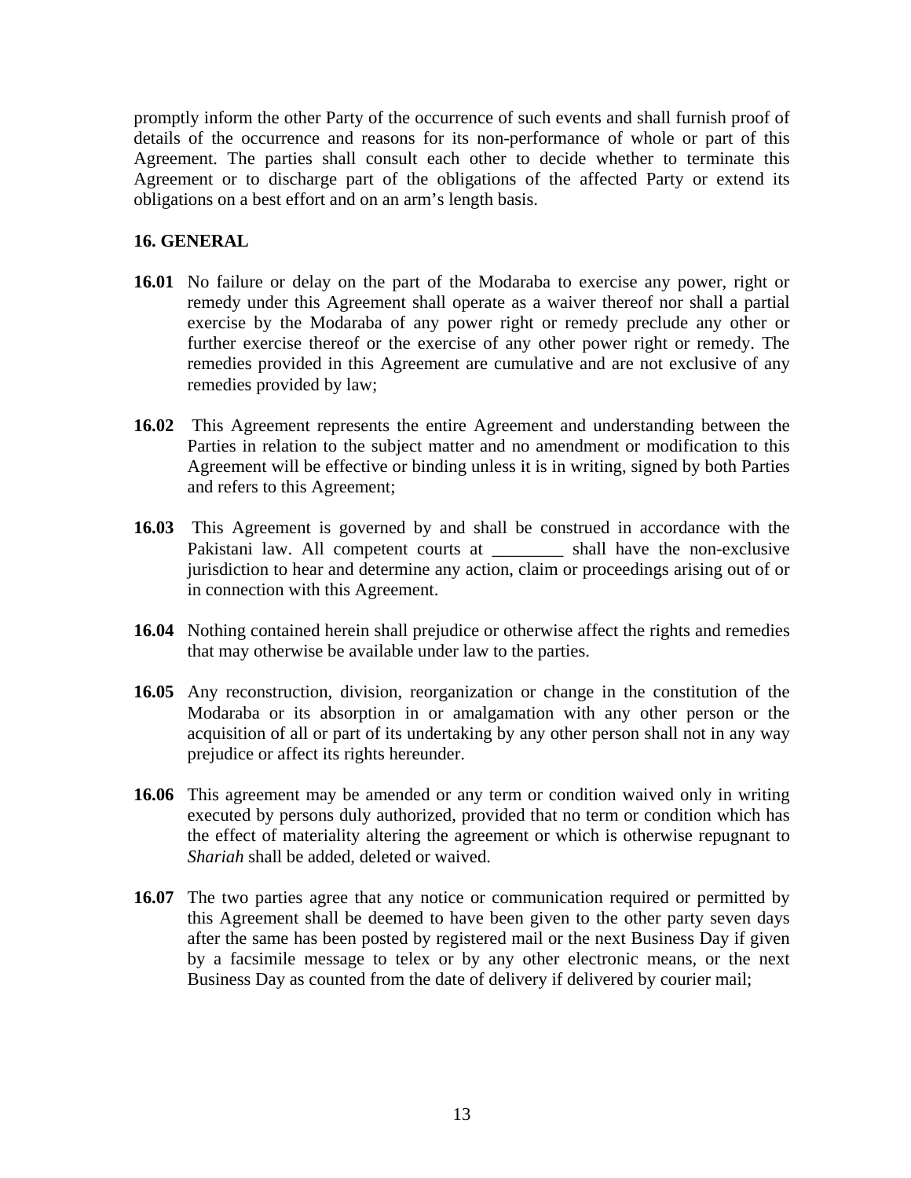promptly inform the other Party of the occurrence of such events and shall furnish proof of details of the occurrence and reasons for its non-performance of whole or part of this Agreement. The parties shall consult each other to decide whether to terminate this Agreement or to discharge part of the obligations of the affected Party or extend its obligations on a best effort and on an arm's length basis.

## 16. GENERAL

**16.01** No failure or delay on the part of the Modaraba to exercise any power, right or remedy under this Agreement shall operate as a waiver thereof nor shall a partial exercise by the Modaraba of any power right or remedy preclude any other or further exercise thereof or the exercise of any other power right or remedy. The remedies provided in this Agreement are cumulative and are not exclusive of any remedies provided by law;

**16.02** This Agreement represents the entire Agreement and understanding between the Parties in relation to the subject matter and no amendment or modification to this Agreement will be effective or binding unless it is in writing, signed by both Parties and refers to this Agreement;

**16.03** This Agreement is governed by and shall be construed in accordance with the Pakistani law. All competent courts at ________ shall have the non-exclusive jurisdiction to hear and determine any action, claim or proceedings arising out of or in connection with this Agreement.

**16.04** Nothing contained herein shall prejudice or otherwise affect the rights and remedies that may otherwise be available under law to the parties.

**16.05** Any reconstruction, division, reorganization or change in the constitution of the Modaraba or its absorption in or amalgamation with any other person or the acquisition of all or part of its undertaking by any other person shall not in any way prejudice or affect its rights hereunder.

**16.06** This agreement may be amended or any term or condition waived only in writing executed by persons duly authorized, provided that no term or condition which has the effect of materiality altering the agreement or which is otherwise repugnant to *Shariah* shall be added, deleted or waived.

**16.07** The two parties agree that any notice or communication required or permitted by this Agreement shall be deemed to have been given to the other party seven days after the same has been posted by registered mail or the next Business Day if given by a facsimile message to telex or by any other electronic means, or the next Business Day as counted from the date of delivery if delivered by courier mail;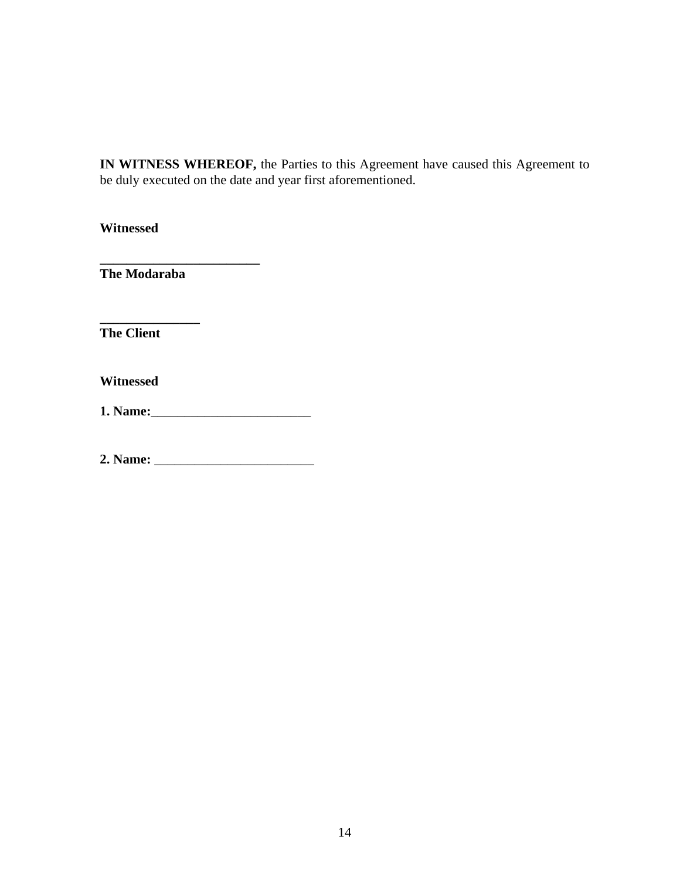**IN WITNESS WHEREOF,** the Parties to this Agreement have caused this Agreement to be duly executed on the date and year first aforementioned.

**Witnessed**

**________________________**
**The Modaraba**

**_______________**
**The Client**

**Witnessed**

**1. Name:**________________________

**2. Name:** ________________________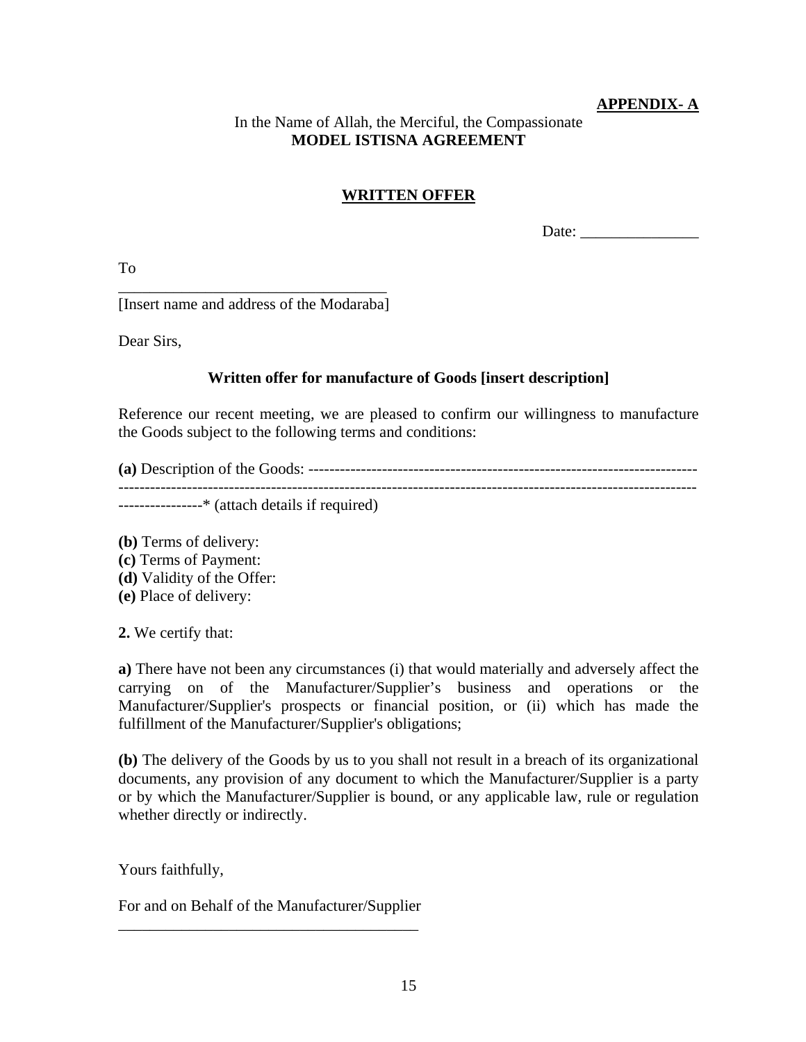**APPENDIX- A**

In the Name of Allah, the Merciful, the Compassionate

**MODEL ISTISNA AGREEMENT**

## WRITTEN OFFER

Date: _______________

To

___________________________________

[Insert name and address of the Modaraba]

Dear Sirs,

**Written offer for manufacture of Goods [insert description]**

Reference our recent meeting, we are pleased to confirm our willingness to manufacture the Goods subject to the following terms and conditions:

**(a)** Description of the Goods: ---------------------------------------------------------------------------------------------------------------------------------------------------------------------------------------------------* (attach details if required)

**(b)** Terms of delivery:
**(c)** Terms of Payment:
**(d)** Validity of the Offer:
**(e)** Place of delivery:

**2.** We certify that:

**a)** There have not been any circumstances (i) that would materially and adversely affect the carrying on of the Manufacturer/Supplier's business and operations or the Manufacturer/Supplier's prospects or financial position, or (ii) which has made the fulfillment of the Manufacturer/Supplier's obligations;

**(b)** The delivery of the Goods by us to you shall not result in a breach of its organizational documents, any provision of any document to which the Manufacturer/Supplier is a party or by which the Manufacturer/Supplier is bound, or any applicable law, rule or regulation whether directly or indirectly.

Yours faithfully,

For and on Behalf of the Manufacturer/Supplier

_______________________________________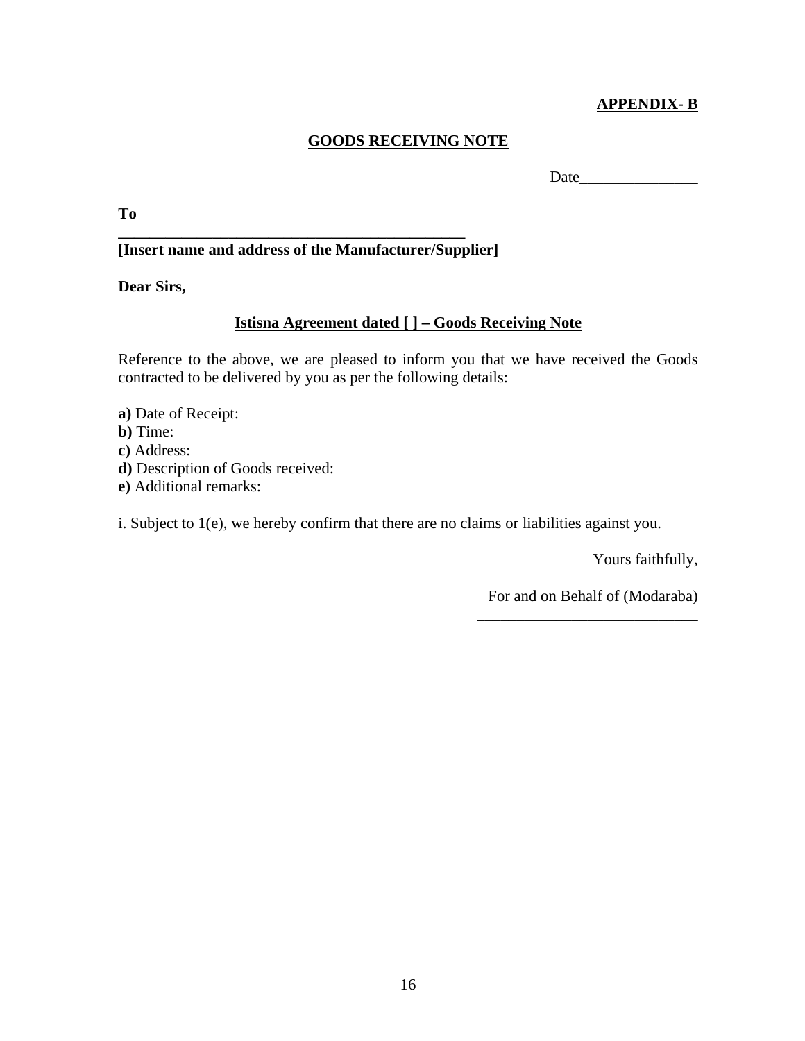**APPENDIX- B**

## GOODS RECEIVING NOTE

Date_______________

**To**

**_______________________________________________**
**[Insert name and address of the Manufacturer/Supplier]**

**Dear Sirs,**

**Istisna Agreement dated [ ] – Goods Receiving Note**

Reference to the above, we are pleased to inform you that we have received the Goods contracted to be delivered by you as per the following details:

**a)** Date of Receipt:
**b)** Time:
**c)** Address:
**d)** Description of Goods received:
**e)** Additional remarks:

i. Subject to 1(e), we hereby confirm that there are no claims or liabilities against you.

Yours faithfully,

For and on Behalf of (Modaraba)
____________________________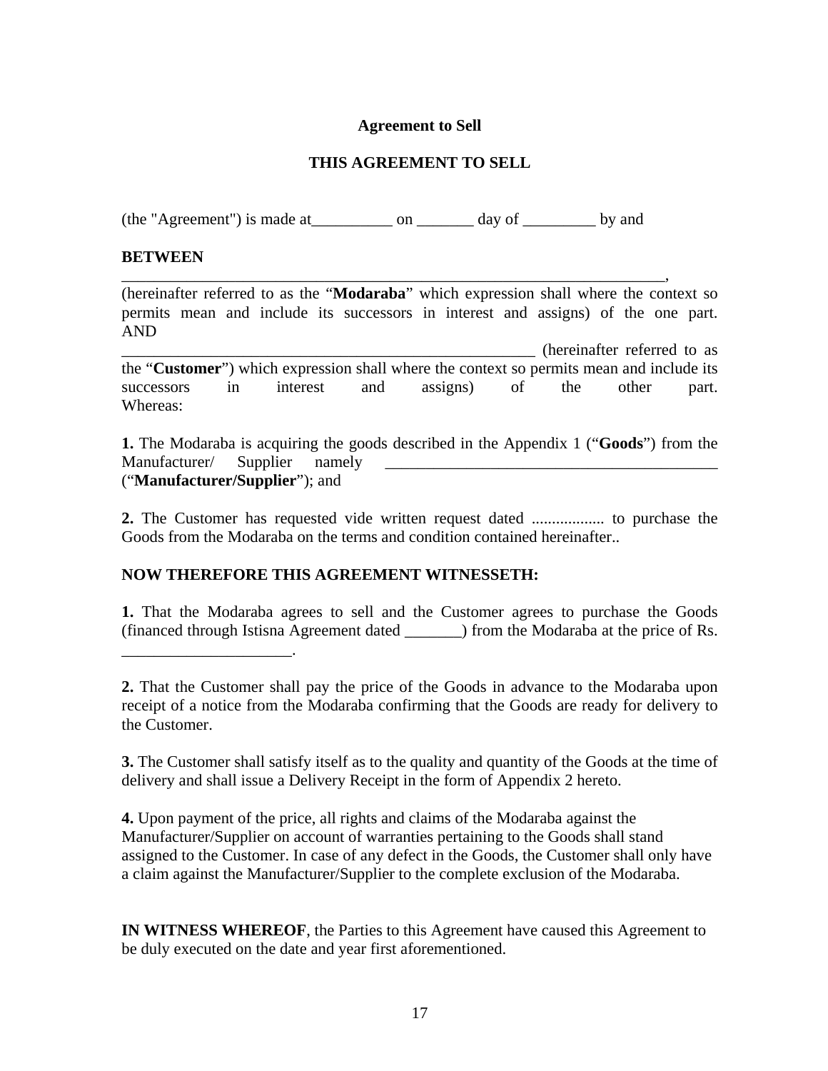**Agreement to Sell**

**THIS AGREEMENT TO SELL**

(the "Agreement") is made at__________ on _______ day of _________ by and

**BETWEEN**

_____________________________________________________________________,
(hereinafter referred to as the "**Modaraba**" which expression shall where the context so permits mean and include its successors in interest and assigns) of the one part.
AND
_____________________________________________________ (hereinafter referred to as the "**Customer**") which expression shall where the context so permits mean and include its successors in interest and assigns) of the other part.
Whereas:

**1.** The Modaraba is acquiring the goods described in the Appendix 1 ("**Goods**") from the Manufacturer/ Supplier namely __________________________________________ ("**Manufacturer/Supplier**"); and

**2.** The Customer has requested vide written request dated .................. to purchase the Goods from the Modaraba on the terms and condition contained hereinafter..

**NOW THEREFORE THIS AGREEMENT WITNESSETH:**

**1.** That the Modaraba agrees to sell and the Customer agrees to purchase the Goods (financed through Istisna Agreement dated _______) from the Modaraba at the price of Rs. _____________________.

**2.** That the Customer shall pay the price of the Goods in advance to the Modaraba upon receipt of a notice from the Modaraba confirming that the Goods are ready for delivery to the Customer.

**3.** The Customer shall satisfy itself as to the quality and quantity of the Goods at the time of delivery and shall issue a Delivery Receipt in the form of Appendix 2 hereto.

**4.** Upon payment of the price, all rights and claims of the Modaraba against the Manufacturer/Supplier on account of warranties pertaining to the Goods shall stand assigned to the Customer. In case of any defect in the Goods, the Customer shall only have a claim against the Manufacturer/Supplier to the complete exclusion of the Modaraba.

**IN WITNESS WHEREOF**, the Parties to this Agreement have caused this Agreement to be duly executed on the date and year first aforementioned.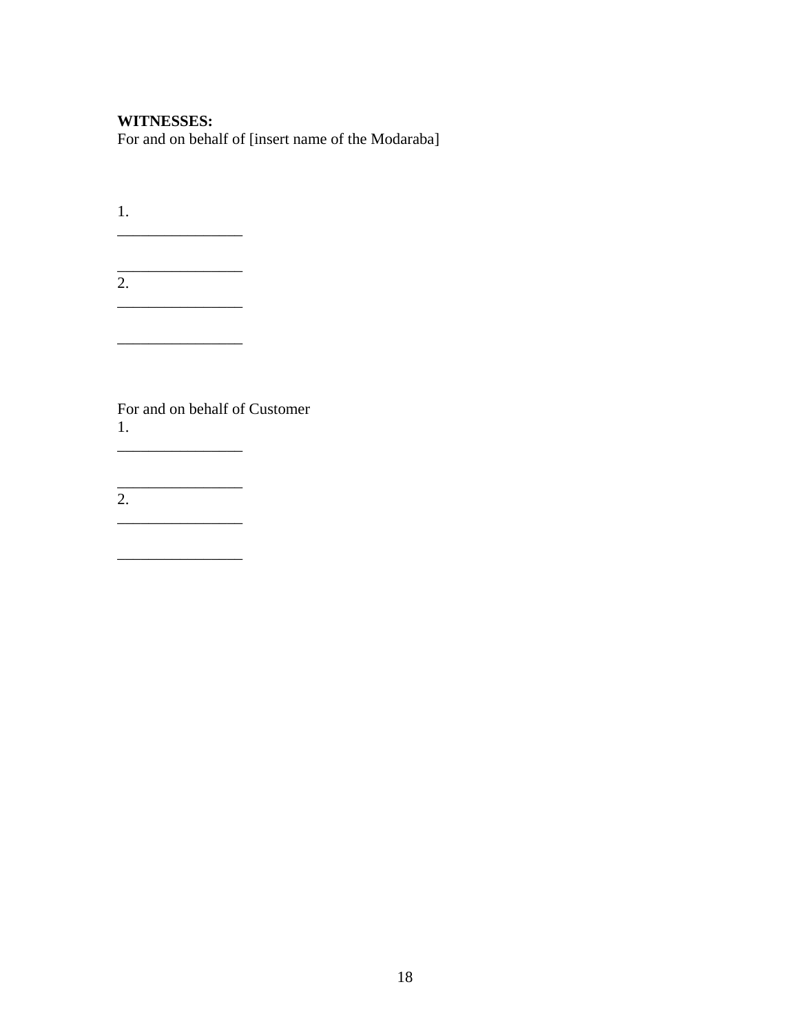**WITNESSES:**
For and on behalf of [insert name of the Modaraba]

1.
________________

________________
2.
________________

________________

For and on behalf of Customer
1.
________________

________________
2.
________________

________________